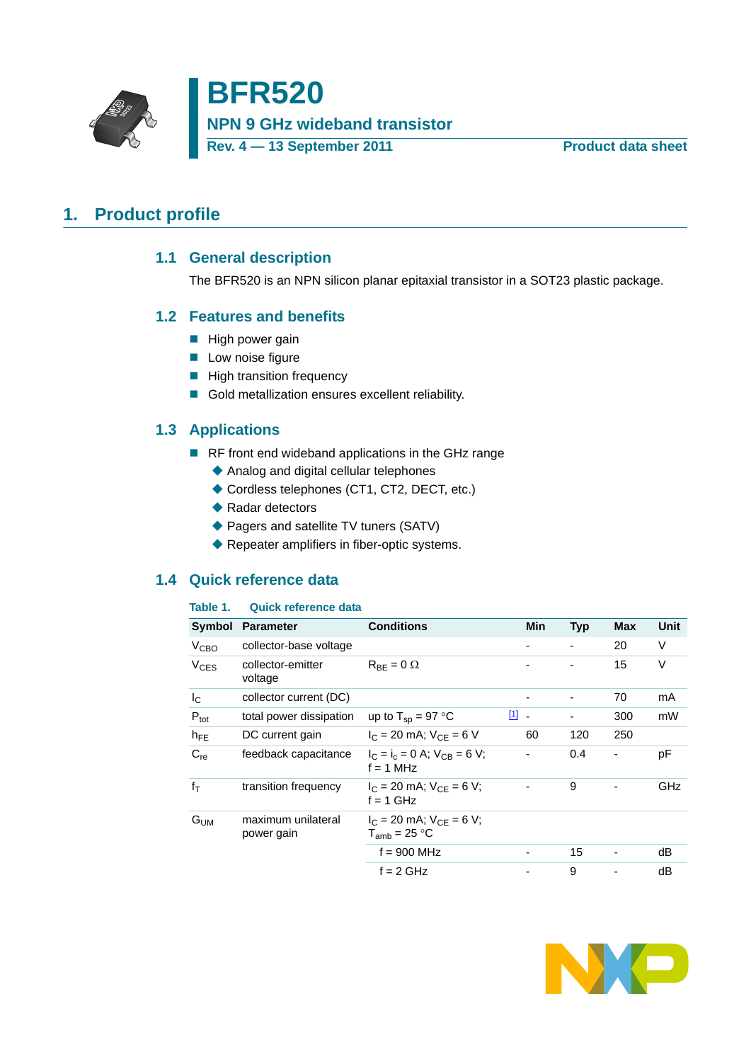# BFR520

**NPN 9 GHz wideband transistor**

**Rev. 4 — 13 September 2011** **Product data sheet**

## 1. Product profile

### 1.1 General description

The BFR520 is an NPN silicon planar epitaxial transistor in a SOT23 plastic package.

### 1.2 Features and benefits

- High power gain
- Low noise figure
- High transition frequency
- Gold metallization ensures excellent reliability.

### 1.3 Applications

- RF front end wideband applications in the GHz range
  - Analog and digital cellular telephones
  - Cordless telephones (CT1, CT2, DECT, etc.)
  - Radar detectors
  - Pagers and satellite TV tuners (SATV)
  - Repeater amplifiers in fiber-optic systems.

### 1.4 Quick reference data

**Table 1. Quick reference data**

| Symbol | Parameter | Conditions | | Min | Typ | Max | Unit |
|---|---|---|---|---|---|---|---|
| $V_{CBO}$ | collector-base voltage | | | - | - | 20 | V |
| $V_{CES}$ | collector-emitter voltage | $R_{BE} = 0\ \Omega$ | | - | - | 15 | V |
| $I_C$ | collector current (DC) | | | - | - | 70 | mA |
| $P_{tot}$ | total power dissipation | up to $T_{sp} = 97\ °C$ | [1] | - | - | 300 | mW |
| $h_{FE}$ | DC current gain | $I_C = 20$ mA; $V_{CE} = 6$ V | | 60 | 120 | 250 | |
| $C_{re}$ | feedback capacitance | $I_C = i_c = 0$ A; $V_{CB} = 6$ V; f = 1 MHz | | - | 0.4 | - | pF |
| $f_T$ | transition frequency | $I_C = 20$ mA; $V_{CE} = 6$ V; f = 1 GHz | | - | 9 | - | GHz |
| $G_{UM}$ | maximum unilateral power gain | $I_C = 20$ mA; $V_{CE} = 6$ V; $T_{amb} = 25\ °C$ | | | | | |
| | | f = 900 MHz | | - | 15 | - | dB |
| | | f = 2 GHz | | - | 9 | - | dB |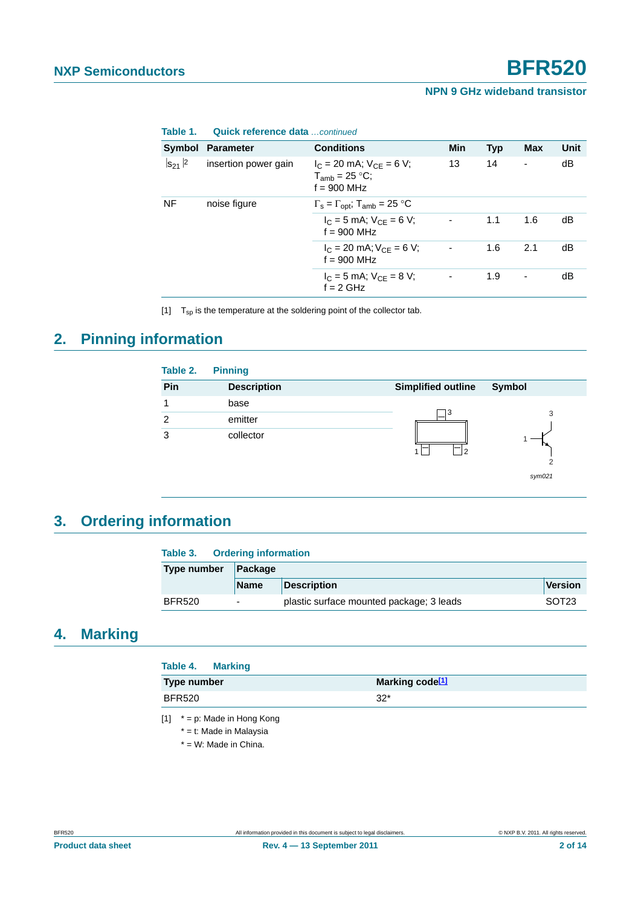**Table 1. Quick reference data** *…continued*

| Symbol | Parameter | Conditions | Min | Typ | Max | Unit |
|---|---|---|---|---|---|---|
| $\|s_{21}\|^2$ | insertion power gain | $I_C$ = 20 mA; $V_{CE}$ = 6 V; $T_{amb}$ = 25 °C; f = 900 MHz | 13 | 14 | - | dB |
| NF | noise figure | $\Gamma_s = \Gamma_{opt}$; $T_{amb}$ = 25 °C | | | | |
| | | $I_C$ = 5 mA; $V_{CE}$ = 6 V; f = 900 MHz | - | 1.1 | 1.6 | dB |
| | | $I_C$ = 20 mA; $V_{CE}$ = 6 V; f = 900 MHz | - | 1.6 | 2.1 | dB |
| | | $I_C$ = 5 mA; $V_{CE}$ = 8 V; f = 2 GHz | - | 1.9 | - | dB |

[1] $T_{sp}$ is the temperature at the soldering point of the collector tab.

## 2. Pinning information

**Table 2. Pinning**

| Pin | Description | Simplified outline | Symbol |
|---|---|---|---|
| 1 | base | | |
| 2 | emitter | | |
| 3 | collector | | |

sym021

## 3. Ordering information

**Table 3. Ordering information**

| Type number | Package | | |
|---|---|---|---|
| | Name | Description | Version |
| BFR520 | - | plastic surface mounted package; 3 leads | SOT23 |

## 4. Marking

**Table 4. Marking**

| Type number | Marking code[1] |
|---|---|
| BFR520 | 32* |

[1] * = p: Made in Hong Kong

* = t: Made in Malaysia

* = W: Made in China.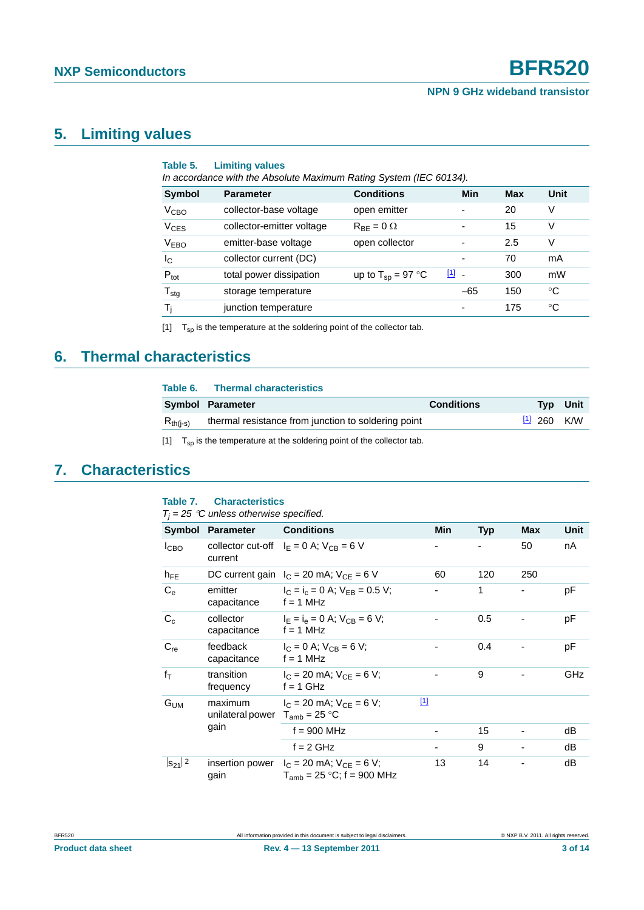## 5. Limiting values

**Table 5. Limiting values**

*In accordance with the Absolute Maximum Rating System (IEC 60134).*

| Symbol | Parameter | Conditions | | Min | Max | Unit |
|---|---|---|---|---|---|---|
| $V_{CBO}$ | collector-base voltage | open emitter | | - | 20 | V |
| $V_{CES}$ | collector-emitter voltage | $R_{BE} = 0\ \Omega$ | | - | 15 | V |
| $V_{EBO}$ | emitter-base voltage | open collector | | - | 2.5 | V |
| $I_C$ | collector current (DC) | | | - | 70 | mA |
| $P_{tot}$ | total power dissipation | up to $T_{sp} = 97$ °C | [1] | - | 300 | mW |
| $T_{stg}$ | storage temperature | | | −65 | 150 | °C |
| $T_j$ | junction temperature | | | - | 175 | °C |

[1] $T_{sp}$ is the temperature at the soldering point of the collector tab.

## 6. Thermal characteristics

**Table 6. Thermal characteristics**

| Symbol | Parameter | Conditions | | Typ | Unit |
|---|---|---|---|---|---|
| $R_{th(j-s)}$ | thermal resistance from junction to soldering point | | [1] | 260 | K/W |

[1] $T_{sp}$ is the temperature at the soldering point of the collector tab.

## 7. Characteristics

**Table 7. Characteristics**

*$T_j$ = 25 °C unless otherwise specified.*

| Symbol | Parameter | Conditions | | Min | Typ | Max | Unit |
|---|---|---|---|---|---|---|---|
| $I_{CBO}$ | collector cut-off current | $I_E = 0$ A; $V_{CB} = 6$ V | | - | - | 50 | nA |
| $h_{FE}$ | DC current gain | $I_C = 20$ mA; $V_{CE} = 6$ V | | 60 | 120 | 250 | |
| $C_e$ | emitter capacitance | $I_C = i_c = 0$ A; $V_{EB} = 0.5$ V; f = 1 MHz | | - | 1 | - | pF |
| $C_c$ | collector capacitance | $I_E = i_e = 0$ A; $V_{CB} = 6$ V; f = 1 MHz | | - | 0.5 | - | pF |
| $C_{re}$ | feedback capacitance | $I_C = 0$ A; $V_{CB} = 6$ V; f = 1 MHz | | - | 0.4 | - | pF |
| $f_T$ | transition frequency | $I_C = 20$ mA; $V_{CE} = 6$ V; f = 1 GHz | | - | 9 | - | GHz |
| $G_{UM}$ | maximum unilateral power gain | $I_C = 20$ mA; $V_{CE} = 6$ V; $T_{amb} = 25$ °C | [1] | | | | |
| | | f = 900 MHz | | - | 15 | - | dB |
| | | f = 2 GHz | | - | 9 | - | dB |
| $\lvert s_{21}\rvert^2$ | insertion power gain | $I_C = 20$ mA; $V_{CE} = 6$ V; $T_{amb} = 25$ °C; f = 900 MHz | | 13 | 14 | - | dB |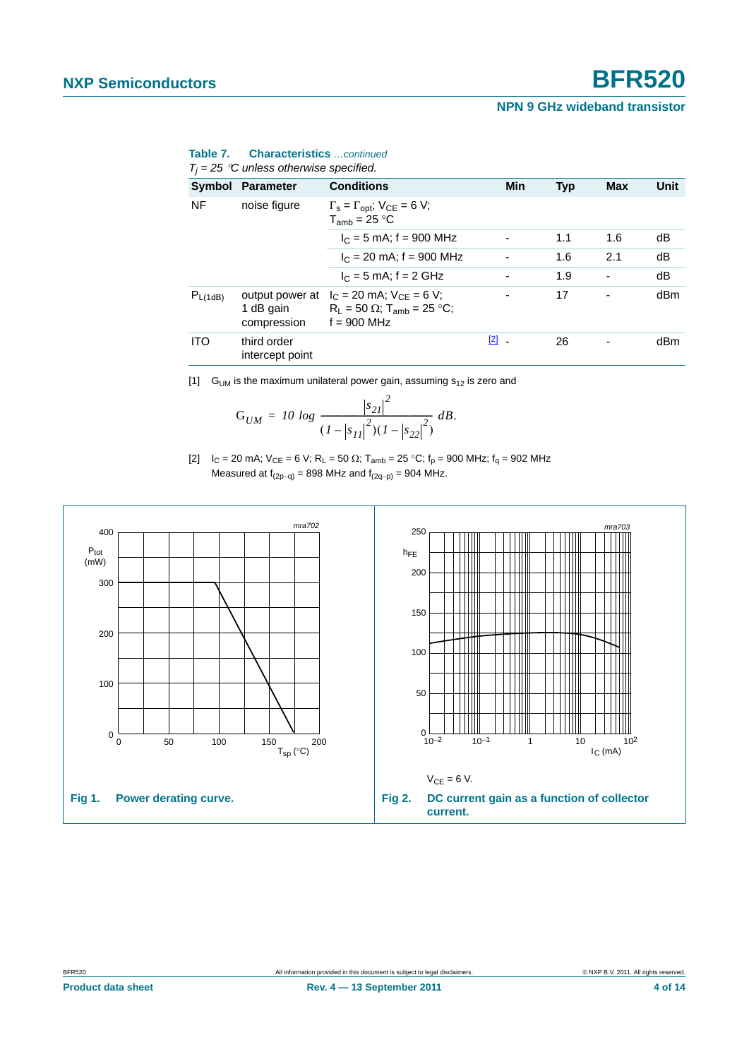**Table 7. Characteristics** *...continued*

*$T_j$ = 25 °C unless otherwise specified.*

| Symbol | Parameter | Conditions | | Min | Typ | Max | Unit |
|---|---|---|---|---|---|---|---|
| NF | noise figure | $\Gamma_s = \Gamma_{opt}$; $V_{CE}$ = 6 V; $T_{amb}$ = 25 °C | | | | | |
| | | $I_C$ = 5 mA; f = 900 MHz | | - | 1.1 | 1.6 | dB |
| | | $I_C$ = 20 mA; f = 900 MHz | | - | 1.6 | 2.1 | dB |
| | | $I_C$ = 5 mA; f = 2 GHz | | - | 1.9 | - | dB |
| $P_{L(1dB)}$ | output power at 1 dB gain compression | $I_C$ = 20 mA; $V_{CE}$ = 6 V; $R_L$ = 50 Ω; $T_{amb}$ = 25 °C; f = 900 MHz | | - | 17 | - | dBm |
| ITO | third order intercept point | | [2] | - | 26 | - | dBm |

[1] $G_{UM}$ is the maximum unilateral power gain, assuming $s_{12}$ is zero and

$$G_{UM} = 10 \log \frac{|s_{21}|^2}{(1-|s_{11}|^2)(1-|s_{22}|^2)} \ dB.$$

[2] $I_C$ = 20 mA; $V_{CE}$ = 6 V; $R_L$ = 50 Ω; $T_{amb}$ = 25 °C; $f_p$ = 900 MHz; $f_q$ = 902 MHz
Measured at $f_{(2p-q)}$ = 898 MHz and $f_{(2q-p)}$ = 904 MHz.

mra702

$P_{tot}$ (mW)

400
300
200
100
0

0 50 100 150 200

$T_{sp}$ (°C)

**Fig 1. Power derating curve.**

mra703

$h_{FE}$

250
200
150
100
50
0

$10^{-2}$ $10^{-1}$ 1 10 $10^2$

$I_C$ (mA)

$V_{CE}$ = 6 V.

**Fig 2. DC current gain as a function of collector current.**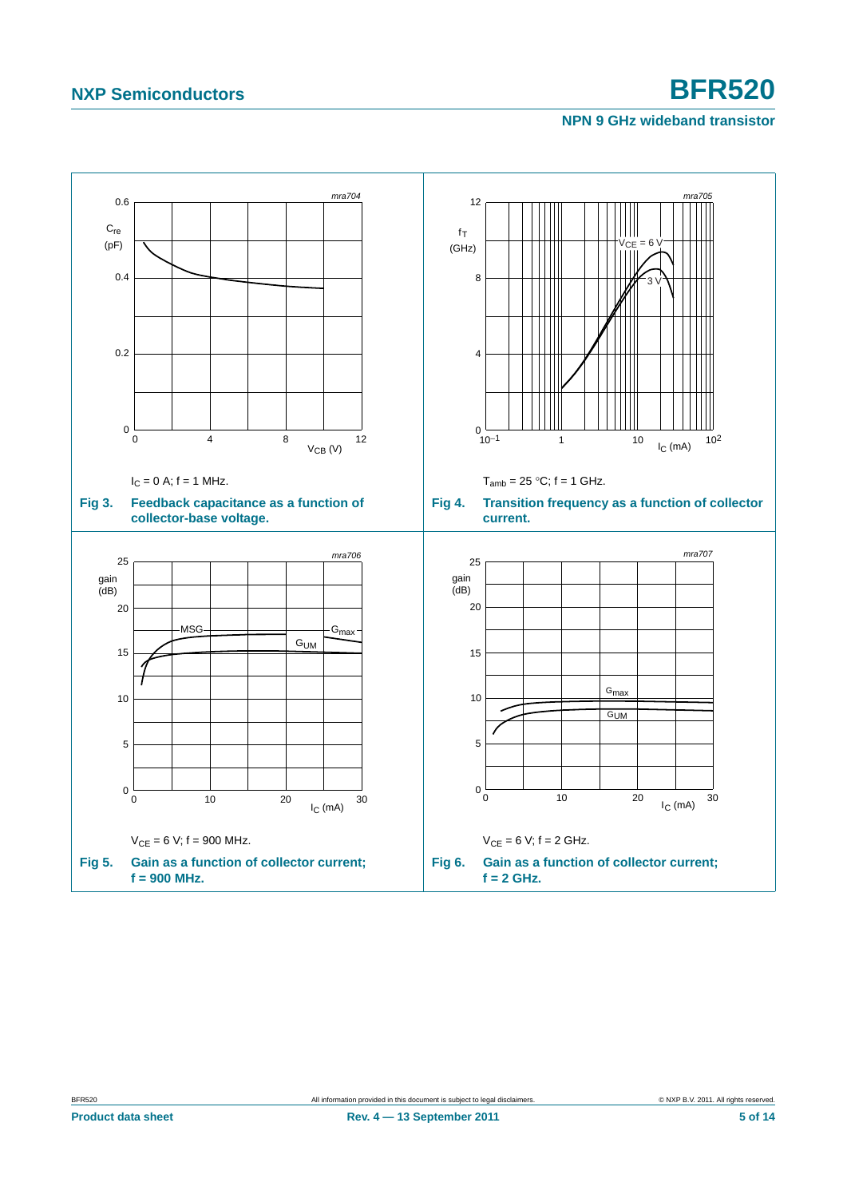mra704

0.6

$C_{re}$
(pF)

0.4

0.2

0

0 4 8 12

$V_{CB}$ (V)

$I_C$ = 0 A; f = 1 MHz.

**Fig 3. Feedback capacitance as a function of collector-base voltage.**

mra705

12

$f_T$
(GHz)

$V_{CE}$ = 6 V

3 V

8

4

0

$10^{-1}$ 1 10 $10^2$

$I_C$ (mA)

$T_{amb}$ = 25 °C; f = 1 GHz.

**Fig 4. Transition frequency as a function of collector current.**

mra706

25

gain
(dB)

20

MSG

$G_{max}$

$G_{UM}$

15

10

5

0

0 10 20 30

$I_C$ (mA)

$V_{CE}$ = 6 V; f = 900 MHz.

**Fig 5. Gain as a function of collector current; f = 900 MHz.**

mra707

25

gain
(dB)

20

15

$G_{max}$

10

$G_{UM}$

5

0

0 10 20 30

$I_C$ (mA)

$V_{CE}$ = 6 V; f = 2 GHz.

**Fig 6. Gain as a function of collector current; f = 2 GHz.**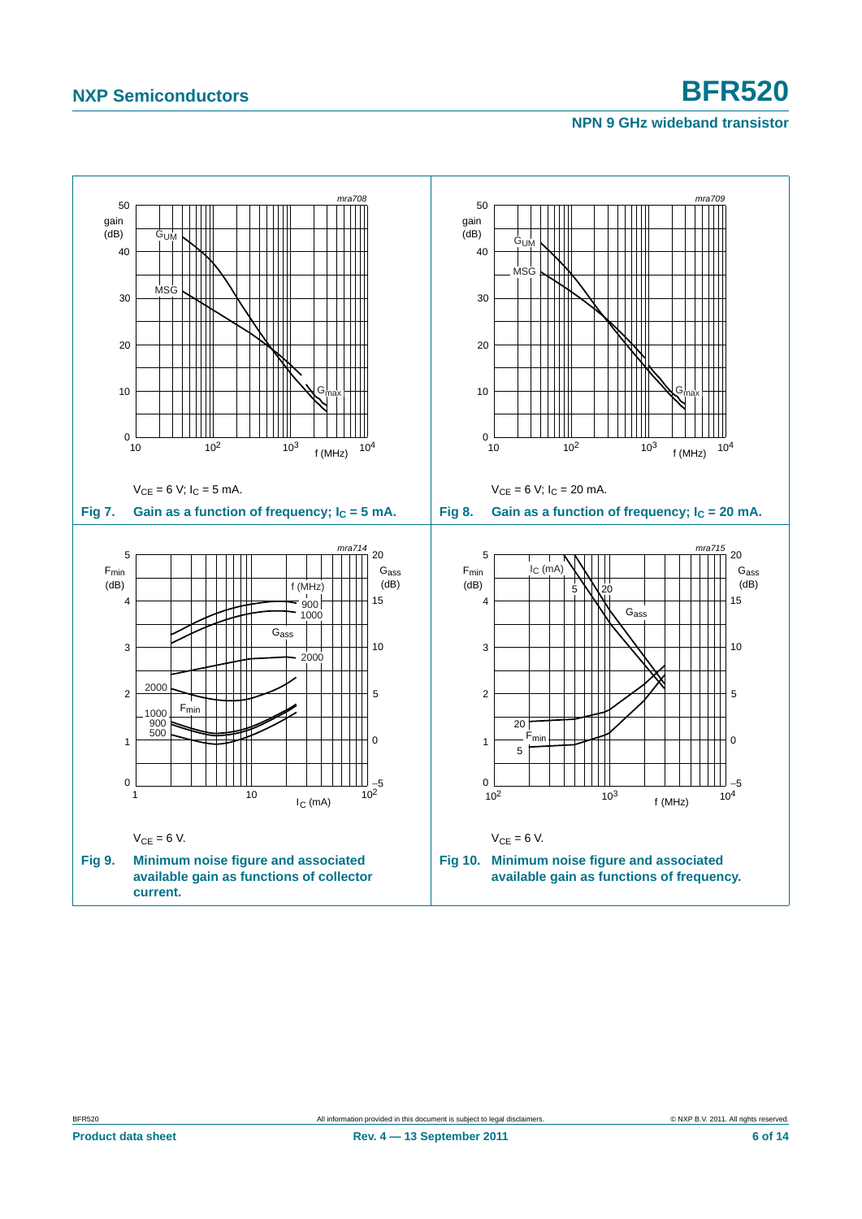mra708

gain (dB)

50

40

30

20

10

0

$G_{UM}$

MSG

$G_{max}$

10 $10^2$ $10^3$ f (MHz) $10^4$

$V_{CE}$ = 6 V; $I_C$ = 5 mA.

**Fig 7. Gain as a function of frequency; $I_C$ = 5 mA.**

mra709

gain (dB)

50

40

30

20

10

0

$G_{UM}$

MSG

$G_{max}$

10 $10^2$ $10^3$ f (MHz) $10^4$

$V_{CE}$ = 6 V; $I_C$ = 20 mA.

**Fig 8. Gain as a function of frequency; $I_C$ = 20 mA.**

mra714

$F_{min}$ (dB)

5

4

3

2

1

0

$G_{ass}$ (dB)

20

15

10

5

0

−5

f (MHz)

900

1000

$G_{ass}$

2000

2000

$F_{min}$

1000

900

500

1 10 $I_C$ (mA) $10^2$

$V_{CE}$ = 6 V.

**Fig 9. Minimum noise figure and associated available gain as functions of collector current.**

mra715

$F_{min}$ (dB)

5

4

3

2

1

0

$G_{ass}$ (dB)

20

15

10

5

0

−5

$I_C$ (mA)

5

20

$G_{ass}$

20

$F_{min}$

5

$10^2$ $10^3$ f (MHz) $10^4$

$V_{CE}$ = 6 V.

**Fig 10. Minimum noise figure and associated available gain as functions of frequency.**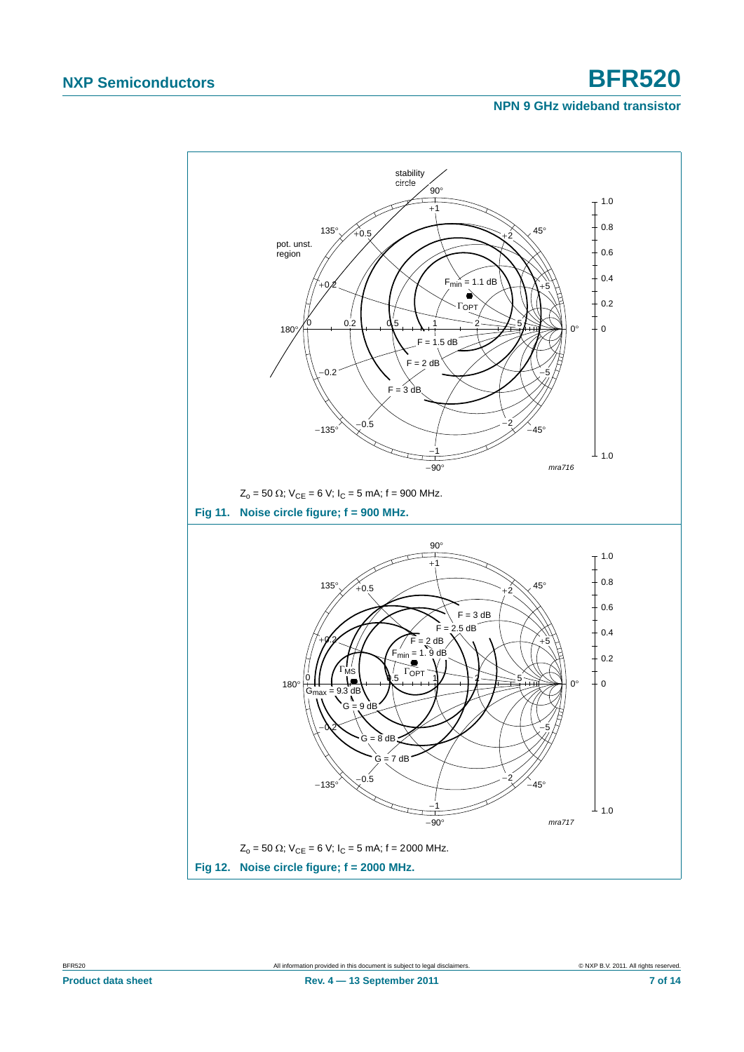stability circle

pot. unst. region

90°

+1

135°

+0.5

+2

45°

1.0

0.8

0.6

0.4

0.2

0

1.0

$F_{min}$ = 1.1 dB

$\Gamma_{OPT}$

+0.2

+5

180°

0

0.2

0.5

1

2

5

0°

F = 1.5 dB

F = 2 dB

−0.2

−5

F = 3 dB

−0.5

−2

−135°

−45°

−1

−90°

mra716

$Z_o$ = 50 Ω; $V_{CE}$ = 6 V; $I_C$ = 5 mA; f = 900 MHz.

**Fig 11. Noise circle figure; f = 900 MHz.**

90°

+1

135°

+0.5

+2

45°

1.0

0.8

0.6

0.4

0.2

0

1.0

F = 3 dB

F = 2.5 dB

F = 2 dB

+0.2

+5

$F_{min}$ = 1. 9 dB

$\Gamma_{MS}$

$\Gamma_{OPT}$

0

.5

1

2

5

180°

0°

$G_{max}$ = 9.3 dB

G = 9 dB

−0.2

−5

G = 8 dB

G = 7 dB

−0.5

−2

−135°

−45°

−1

−90°

mra717

$Z_o$ = 50 Ω; $V_{CE}$ = 6 V; $I_C$ = 5 mA; f = 2000 MHz.

**Fig 12. Noise circle figure; f = 2000 MHz.**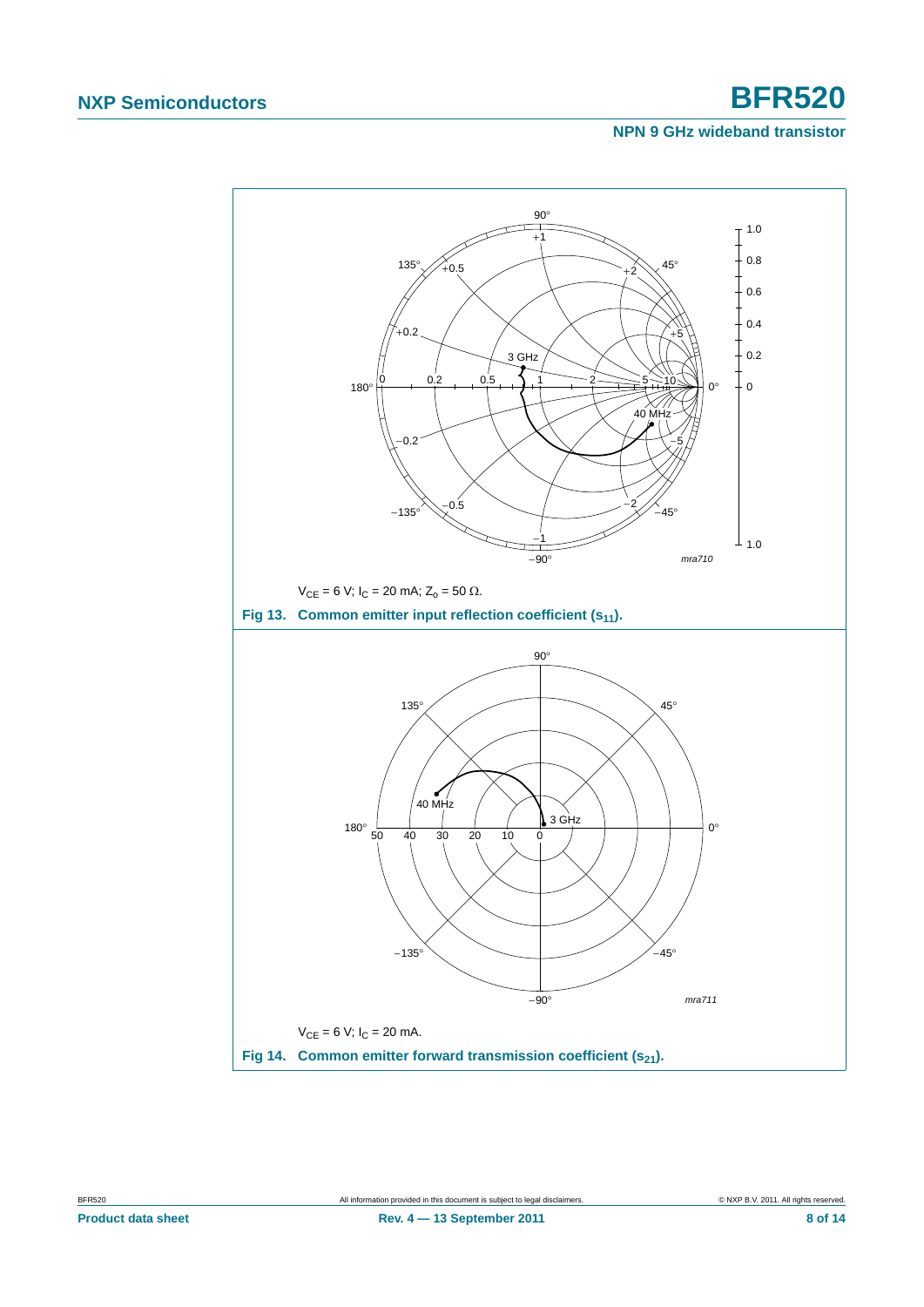90°
+1
135°
+0.5
+2
45°
+5
+0.2
3 GHz
180°
0
0.2
0.5
1
2
5
10
0°
40 MHz
−0.2
−5
−0.5
−2
−135°
−45°
−1
−90°
1.0
0.8
0.6
0.4
0.2
0
1.0
mra710

$V_{CE}$ = 6 V; $I_C$ = 20 mA; $Z_o$ = 50 Ω.

**Fig 13. Common emitter input reflection coefficient ($s_{11}$).**

90°
135°
45°
40 MHz
3 GHz
180°
50
40
30
20
10
0
0°
−135°
−45°
−90°
mra711

$V_{CE}$ = 6 V; $I_C$ = 20 mA.

**Fig 14. Common emitter forward transmission coefficient ($s_{21}$).**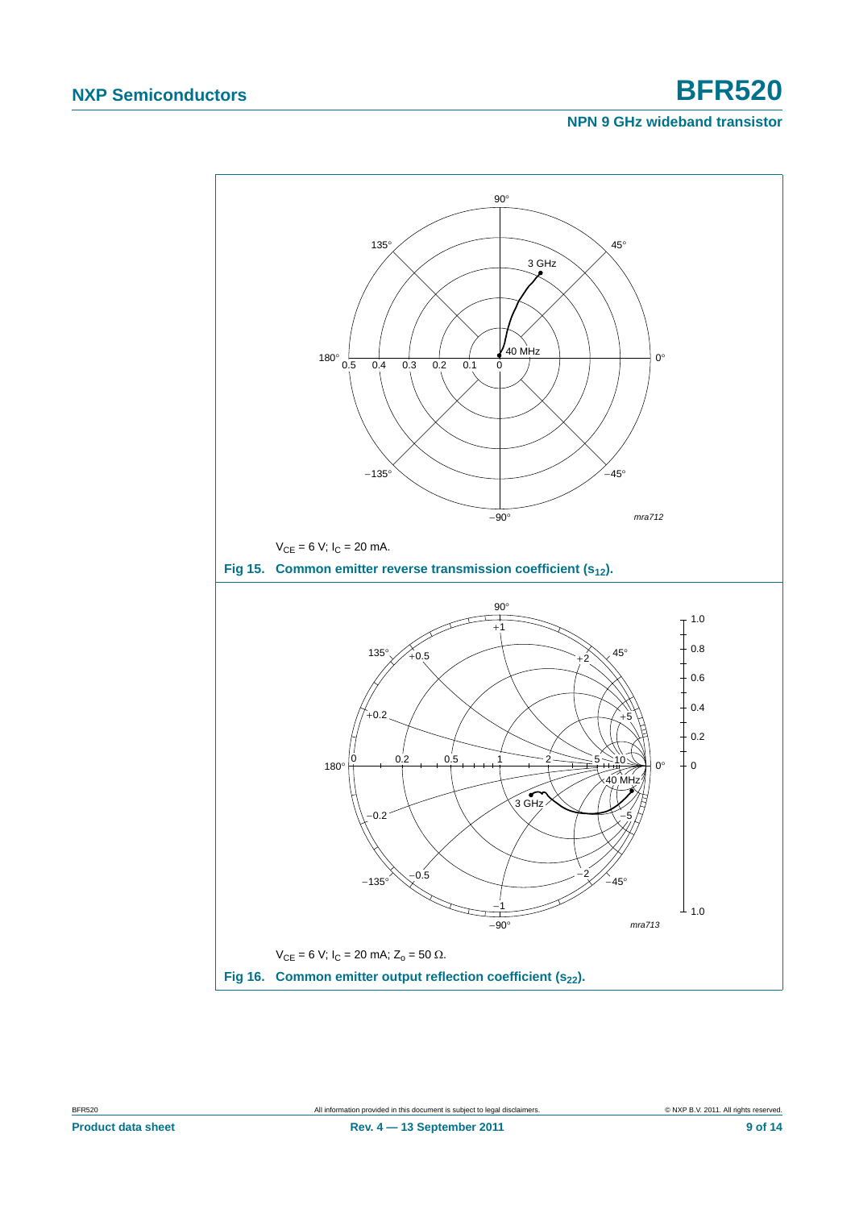90°

135°

45°

3 GHz

40 MHz

180°

0.5

0.4

0.3

0.2

0.1

0

0°

−135°

−45°

−90°

mra712

$V_{CE}$ = 6 V; $I_C$ = 20 mA.

**Fig 15. Common emitter reverse transmission coefficient ($s_{12}$).**

90°

+1

135°

+0.5

+2

45°

+0.2

+5

180°

0

0.2

0.5

1

2

5

10

0°

40 MHz

3 GHz

−0.2

−5

−0.5

−2

−135°

−45°

−1

−90°

mra713

1.0

0.8

0.6

0.4

0.2

0

1.0

$V_{CE}$ = 6 V; $I_C$ = 20 mA; $Z_o$ = 50 Ω.

**Fig 16. Common emitter output reflection coefficient ($s_{22}$).**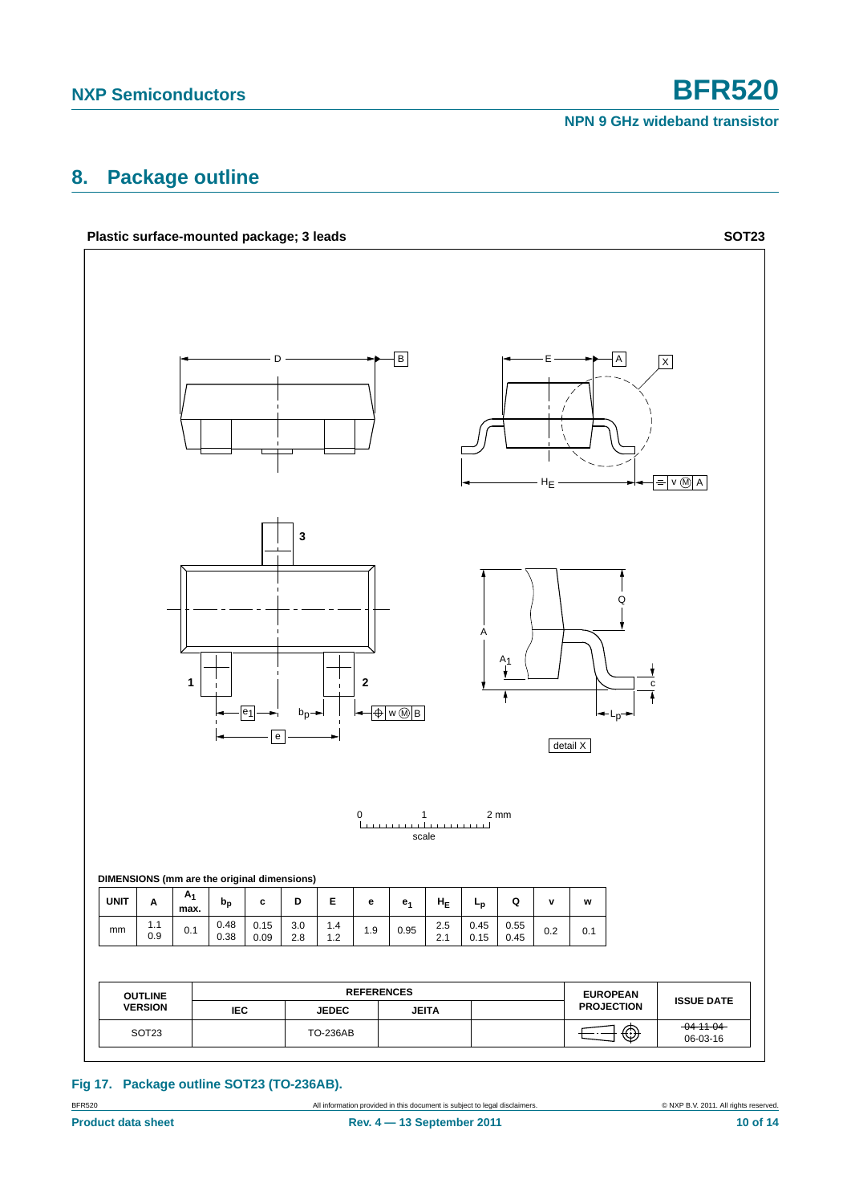## 8. Package outline

**Plastic surface-mounted package; 3 leads** **SOT23**

D
B
E
A
X
$H_E$
v M A
3
1
2
A
$A_1$
Q
c
$L_p$
$e_1$
$b_p$
w M B
e
detail X

0 1 2 mm
scale

**DIMENSIONS (mm are the original dimensions)**

| UNIT | A | $A_1$ max. | $b_p$ | c | D | E | e | $e_1$ | $H_E$ | $L_p$ | Q | v | w |
|---|---|---|---|---|---|---|---|---|---|---|---|---|---|
| mm | 1.1<br>0.9 | 0.1 | 0.48<br>0.38 | 0.15<br>0.09 | 3.0<br>2.8 | 1.4<br>1.2 | 1.9 | 0.95 | 2.5<br>2.1 | 0.45<br>0.15 | 0.55<br>0.45 | 0.2 | 0.1 |

| OUTLINE VERSION | REFERENCES | | | | EUROPEAN PROJECTION | ISSUE DATE |
|---|---|---|---|---|---|---|
| | IEC | JEDEC | JEITA | | | |
| SOT23 | | TO-236AB | | | | ~~04-11-04~~<br>06-03-16 |

**Fig 17. Package outline SOT23 (TO-236AB).**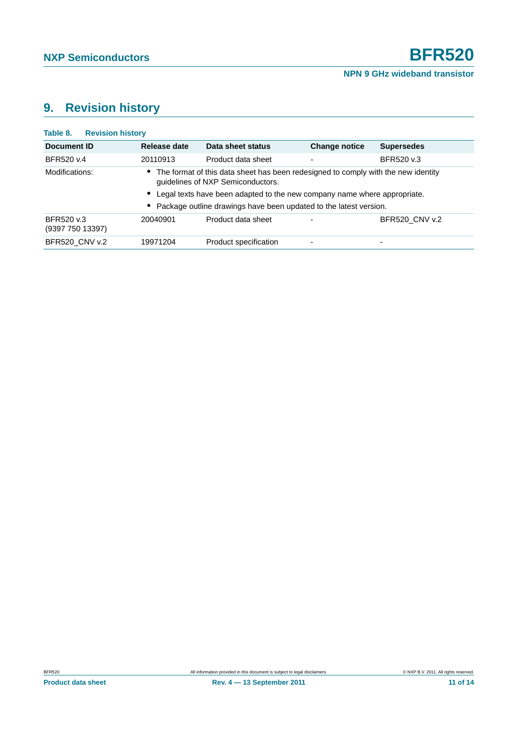## 9. Revision history

**Table 8. Revision history**

| Document ID | Release date | Data sheet status | Change notice | Supersedes |
|---|---|---|---|---|
| BFR520 v.4 | 20110913 | Product data sheet | - | BFR520 v.3 |
| Modifications: | • The format of this data sheet has been redesigned to comply with the new identity guidelines of NXP Semiconductors. • Legal texts have been adapted to the new company name where appropriate. • Package outline drawings have been updated to the latest version. | | | |
| BFR520 v.3 (9397 750 13397) | 20040901 | Product data sheet | - | BFR520_CNV v.2 |
| BFR520_CNV v.2 | 19971204 | Product specification | - | - |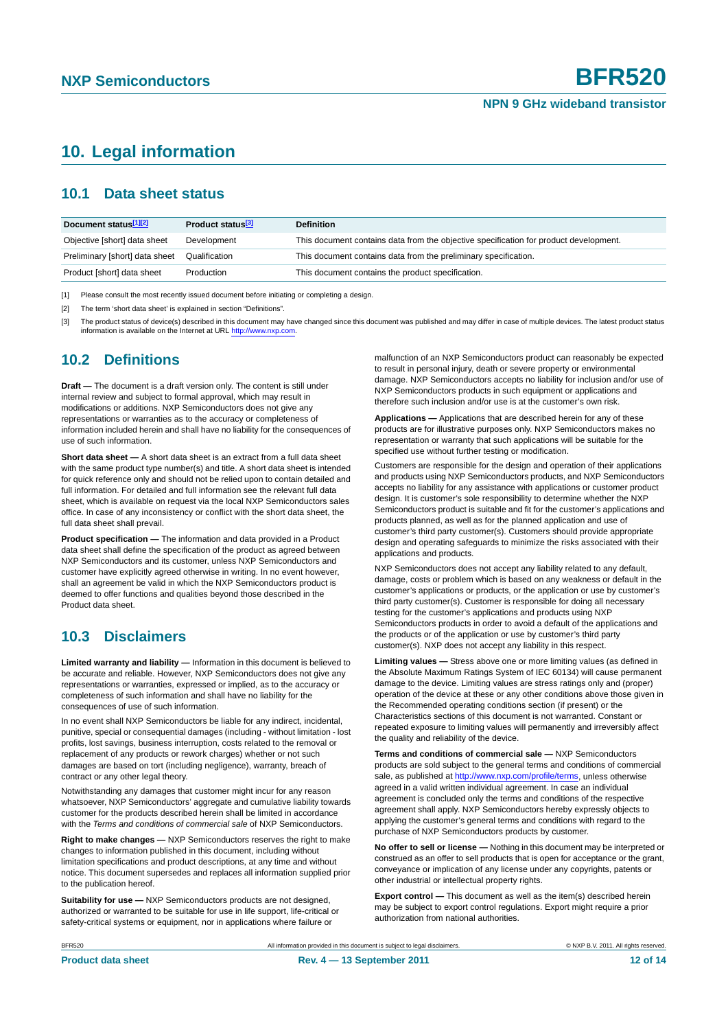# 10. Legal information

## 10.1 Data sheet status

| Document status[1][2] | Product status[3] | Definition |
|---|---|---|
| Objective [short] data sheet | Development | This document contains data from the objective specification for product development. |
| Preliminary [short] data sheet | Qualification | This document contains data from the preliminary specification. |
| Product [short] data sheet | Production | This document contains the product specification. |

[1] Please consult the most recently issued document before initiating or completing a design.

[2] The term 'short data sheet' is explained in section "Definitions".

[3] The product status of device(s) described in this document may have changed since this document was published and may differ in case of multiple devices. The latest product status information is available on the Internet at URL http://www.nxp.com.

## 10.2 Definitions

**Draft —** The document is a draft version only. The content is still under internal review and subject to formal approval, which may result in modifications or additions. NXP Semiconductors does not give any representations or warranties as to the accuracy or completeness of information included herein and shall have no liability for the consequences of use of such information.

**Short data sheet —** A short data sheet is an extract from a full data sheet with the same product type number(s) and title. A short data sheet is intended for quick reference only and should not be relied upon to contain detailed and full information. For detailed and full information see the relevant full data sheet, which is available on request via the local NXP Semiconductors sales office. In case of any inconsistency or conflict with the short data sheet, the full data sheet shall prevail.

**Product specification —** The information and data provided in a Product data sheet shall define the specification of the product as agreed between NXP Semiconductors and its customer, unless NXP Semiconductors and customer have explicitly agreed otherwise in writing. In no event however, shall an agreement be valid in which the NXP Semiconductors product is deemed to offer functions and qualities beyond those described in the Product data sheet.

## 10.3 Disclaimers

**Limited warranty and liability —** Information in this document is believed to be accurate and reliable. However, NXP Semiconductors does not give any representations or warranties, expressed or implied, as to the accuracy or completeness of such information and shall have no liability for the consequences of use of such information.

In no event shall NXP Semiconductors be liable for any indirect, incidental, punitive, special or consequential damages (including - without limitation - lost profits, lost savings, business interruption, costs related to the removal or replacement of any products or rework charges) whether or not such damages are based on tort (including negligence), warranty, breach of contract or any other legal theory.

Notwithstanding any damages that customer might incur for any reason whatsoever, NXP Semiconductors' aggregate and cumulative liability towards customer for the products described herein shall be limited in accordance with the *Terms and conditions of commercial sale* of NXP Semiconductors.

**Right to make changes —** NXP Semiconductors reserves the right to make changes to information published in this document, including without limitation specifications and product descriptions, at any time and without notice. This document supersedes and replaces all information supplied prior to the publication hereof.

**Suitability for use —** NXP Semiconductors products are not designed, authorized or warranted to be suitable for use in life support, life-critical or safety-critical systems or equipment, nor in applications where failure or malfunction of an NXP Semiconductors product can reasonably be expected to result in personal injury, death or severe property or environmental damage. NXP Semiconductors accepts no liability for inclusion and/or use of NXP Semiconductors products in such equipment or applications and therefore such inclusion and/or use is at the customer's own risk.

**Applications —** Applications that are described herein for any of these products are for illustrative purposes only. NXP Semiconductors makes no representation or warranty that such applications will be suitable for the specified use without further testing or modification.

Customers are responsible for the design and operation of their applications and products using NXP Semiconductors products, and NXP Semiconductors accepts no liability for any assistance with applications or customer product design. It is customer's sole responsibility to determine whether the NXP Semiconductors product is suitable and fit for the customer's applications and products planned, as well as for the planned application and use of customer's third party customer(s). Customers should provide appropriate design and operating safeguards to minimize the risks associated with their applications and products.

NXP Semiconductors does not accept any liability related to any default, damage, costs or problem which is based on any weakness or default in the customer's applications or products, or the application or use by customer's third party customer(s). Customer is responsible for doing all necessary testing for the customer's applications and products using NXP Semiconductors products in order to avoid a default of the applications and the products or of the application or use by customer's third party customer(s). NXP does not accept any liability in this respect.

**Limiting values —** Stress above one or more limiting values (as defined in the Absolute Maximum Ratings System of IEC 60134) will cause permanent damage to the device. Limiting values are stress ratings only and (proper) operation of the device at these or any other conditions above those given in the Recommended operating conditions section (if present) or the Characteristics sections of this document is not warranted. Constant or repeated exposure to limiting values will permanently and irreversibly affect the quality and reliability of the device.

**Terms and conditions of commercial sale —** NXP Semiconductors products are sold subject to the general terms and conditions of commercial sale, as published at http://www.nxp.com/profile/terms, unless otherwise agreed in a valid written individual agreement. In case an individual agreement is concluded only the terms and conditions of the respective agreement shall apply. NXP Semiconductors hereby expressly objects to applying the customer's general terms and conditions with regard to the purchase of NXP Semiconductors products by customer.

**No offer to sell or license —** Nothing in this document may be interpreted or construed as an offer to sell products that is open for acceptance or the grant, conveyance or implication of any license under any copyrights, patents or other industrial or intellectual property rights.

**Export control —** This document as well as the item(s) described herein may be subject to export control regulations. Export might require a prior authorization from national authorities.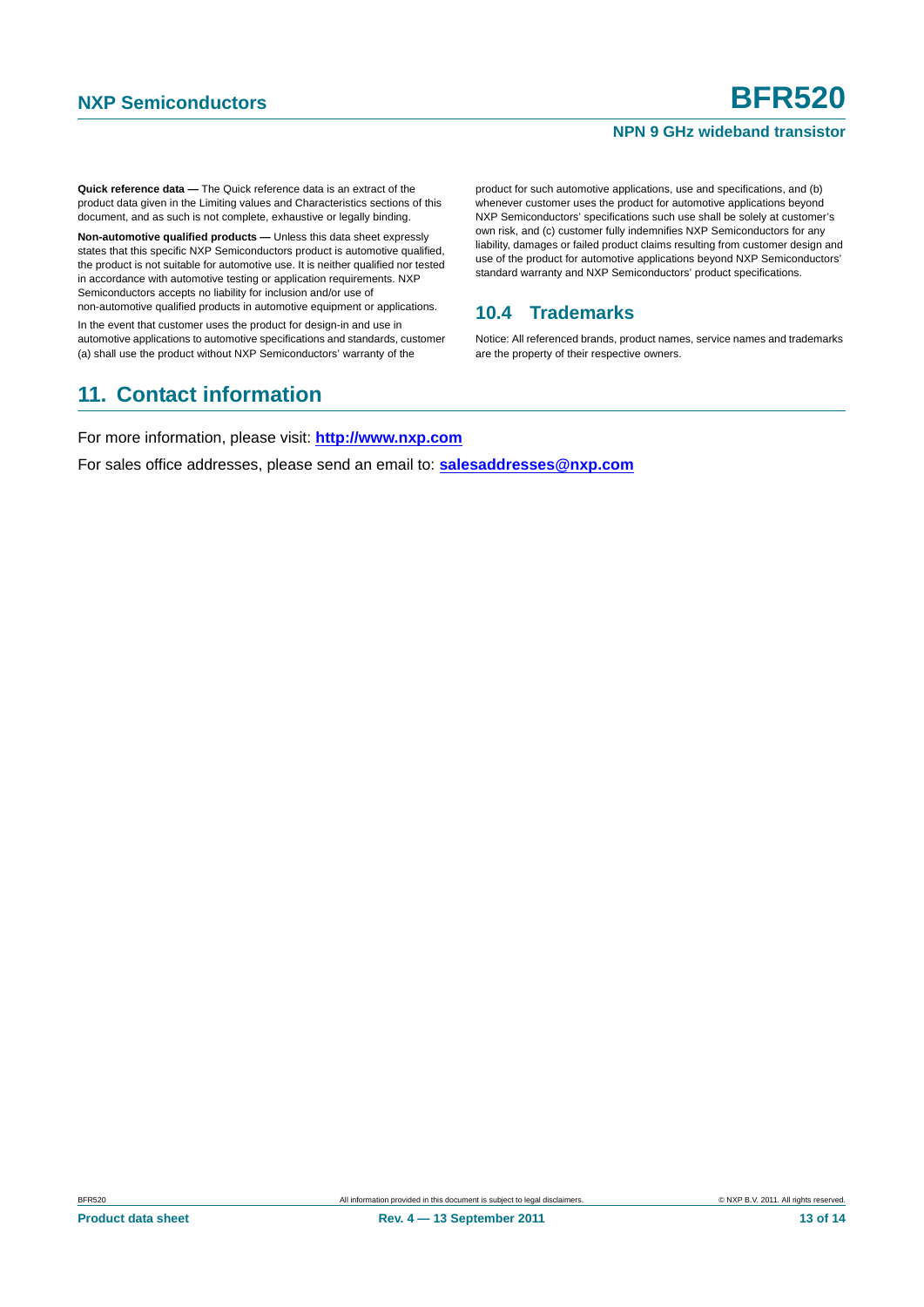**Quick reference data —** The Quick reference data is an extract of the product data given in the Limiting values and Characteristics sections of this document, and as such is not complete, exhaustive or legally binding.

**Non-automotive qualified products —** Unless this data sheet expressly states that this specific NXP Semiconductors product is automotive qualified, the product is not suitable for automotive use. It is neither qualified nor tested in accordance with automotive testing or application requirements. NXP Semiconductors accepts no liability for inclusion and/or use of non-automotive qualified products in automotive equipment or applications.

In the event that customer uses the product for design-in and use in automotive applications to automotive specifications and standards, customer (a) shall use the product without NXP Semiconductors' warranty of the product for such automotive applications, use and specifications, and (b) whenever customer uses the product for automotive applications beyond NXP Semiconductors' specifications such use shall be solely at customer's own risk, and (c) customer fully indemnifies NXP Semiconductors for any liability, damages or failed product claims resulting from customer design and use of the product for automotive applications beyond NXP Semiconductors' standard warranty and NXP Semiconductors' product specifications.

### 10.4 Trademarks

Notice: All referenced brands, product names, service names and trademarks are the property of their respective owners.

## 11. Contact information

For more information, please visit: **http://www.nxp.com**

For sales office addresses, please send an email to: **salesaddresses@nxp.com**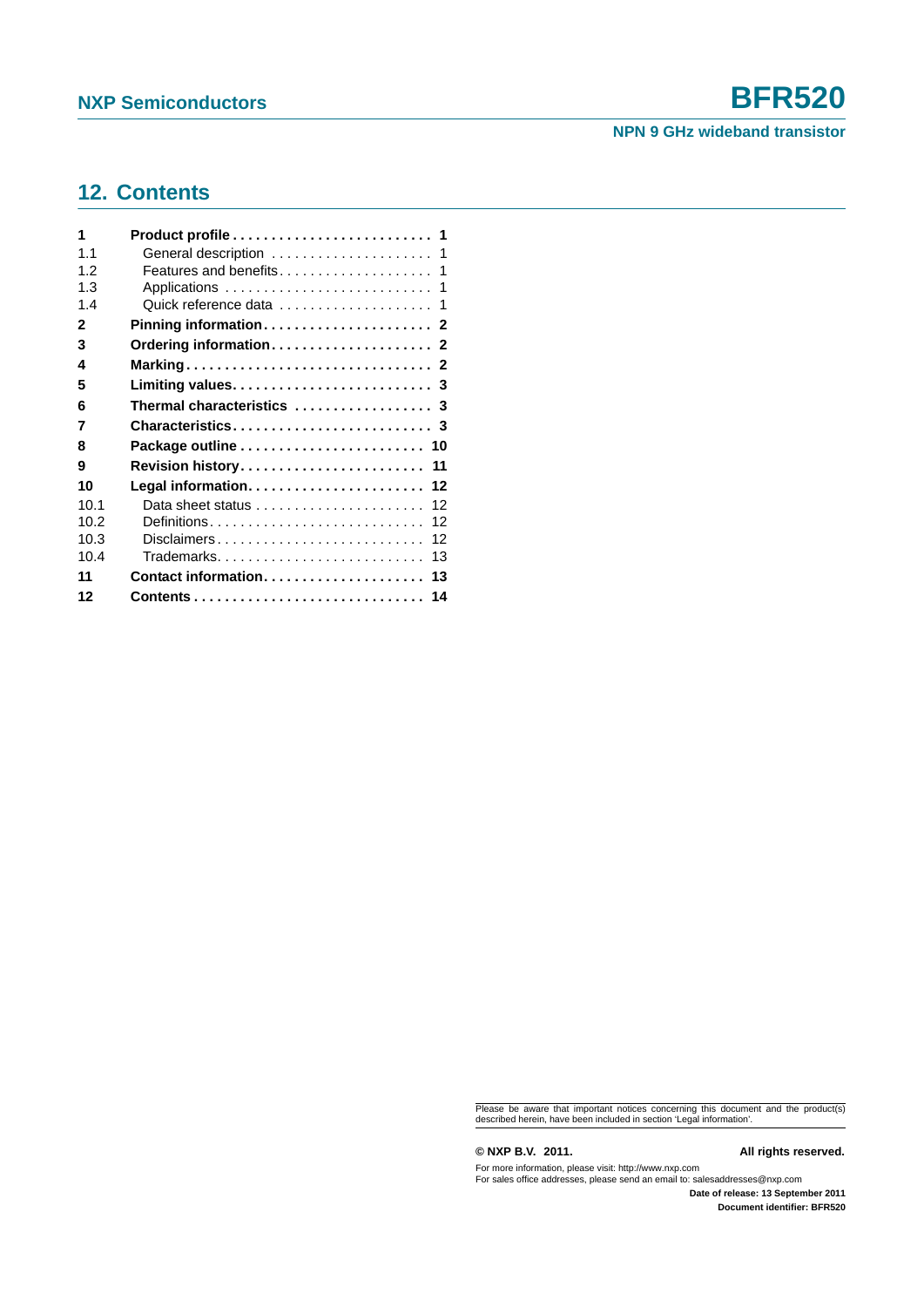## 12. Contents

| | | |
|---|---|---|
| **1** | **Product profile** | **1** |
| 1.1 | General description | 1 |
| 1.2 | Features and benefits | 1 |
| 1.3 | Applications | 1 |
| 1.4 | Quick reference data | 1 |
| **2** | **Pinning information** | **2** |
| **3** | **Ordering information** | **2** |
| **4** | **Marking** | **2** |
| **5** | **Limiting values** | **3** |
| **6** | **Thermal characteristics** | **3** |
| **7** | **Characteristics** | **3** |
| **8** | **Package outline** | **10** |
| **9** | **Revision history** | **11** |
| **10** | **Legal information** | **12** |
| 10.1 | Data sheet status | 12 |
| 10.2 | Definitions | 12 |
| 10.3 | Disclaimers | 12 |
| 10.4 | Trademarks | 13 |
| **11** | **Contact information** | **13** |
| **12** | **Contents** | **14** |

Please be aware that important notices concerning this document and the product(s) described herein, have been included in section 'Legal information'.

**© NXP B.V. 2011.** **All rights reserved.**

For more information, please visit: http://www.nxp.com
For sales office addresses, please send an email to: salesaddresses@nxp.com

**Date of release: 13 September 2011**
**Document identifier: BFR520**